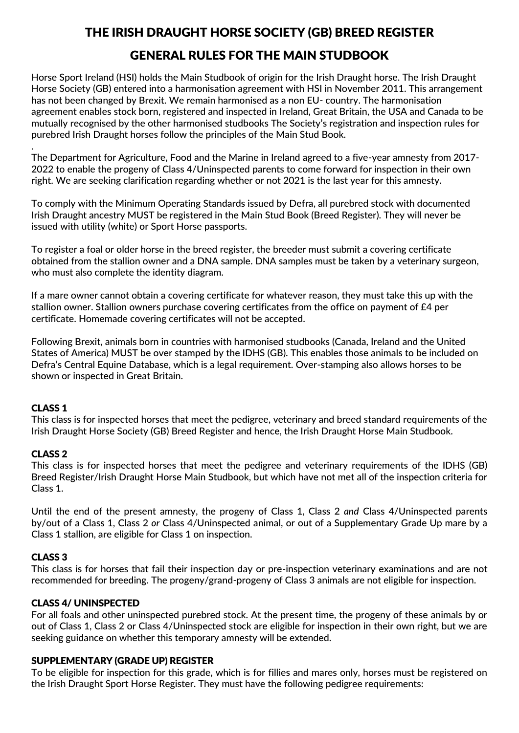# THE IRISH DRAUGHT HORSE SOCIETY (GB) BREED REGISTER

## GENERAL RULES FOR THE MAIN STUDBOOK

Horse Sport Ireland (HSI) holds the Main Studbook of origin for the Irish Draught horse. The Irish Draught Horse Society (GB) entered into a harmonisation agreement with HSI in November 2011. This arrangement has not been changed by Brexit. We remain harmonised as a non EU- country. The harmonisation agreement enables stock born, registered and inspected in Ireland, Great Britain, the USA and Canada to be mutually recognised by the other harmonised studbooks The Society's registration and inspection rules for purebred Irish Draught horses follow the principles of the Main Stud Book.

.

The Department for Agriculture, Food and the Marine in Ireland agreed to a five-year amnesty from 2017-2022 to enable the progeny of Class 4/Uninspected parents to come forward for inspection in their own right. We are seeking clarification regarding whether or not 2021 is the last year for this amnesty.

To comply with the Minimum Operating Standards issued by Defra, all purebred stock with documented Irish Draught ancestry MUST be registered in the Main Stud Book (Breed Register). They will never be issued with utility (white) or Sport Horse passports.

To register a foal or older horse in the breed register, the breeder must submit a covering certificate obtained from the stallion owner and a DNA sample. DNA samples must be taken by a veterinary surgeon, who must also complete the identity diagram.

If a mare owner cannot obtain a covering certificate for whatever reason, they must take this up with the stallion owner. Stallion owners purchase covering certificates from the office on payment of £4 per certificate. Homemade covering certificates will not be accepted.

Following Brexit, animals born in countries with harmonised studbooks (Canada, Ireland and the United States of America) MUST be over stamped by the IDHS (GB). This enables those animals to be included on Defra's Central Equine Database, which is a legal requirement. Over-stamping also allows horses to be shown or inspected in Great Britain.

### CLASS 1

This class is for inspected horses that meet the pedigree, veterinary and breed standard requirements of the Irish Draught Horse Society (GB) Breed Register and hence, the Irish Draught Horse Main Studbook.

### CLASS 2

This class is for inspected horses that meet the pedigree and veterinary requirements of the IDHS (GB) Breed Register/Irish Draught Horse Main Studbook, but which have not met all of the inspection criteria for Class 1.

Until the end of the present amnesty, the progeny of Class 1, Class 2 *and* Class 4/Uninspected parents by/out of a Class 1, Class 2 *or* Class 4/Uninspected animal, or out of a Supplementary Grade Up mare by a Class 1 stallion, are eligible for Class 1 on inspection.

### CLASS 3

This class is for horses that fail their inspection day or pre-inspection veterinary examinations and are not recommended for breeding. The progeny/grand-progeny of Class 3 animals are not eligible for inspection.

### CLASS 4/ UNINSPECTED

For all foals and other uninspected purebred stock. At the present time, the progeny of these animals by or out of Class 1, Class 2 or Class 4/Uninspected stock are eligible for inspection in their own right, but we are seeking guidance on whether this temporary amnesty will be extended.

### SUPPLEMENTARY (GRADE UP) REGISTER

To be eligible for inspection for this grade, which is for fillies and mares only, horses must be registered on the Irish Draught Sport Horse Register. They must have the following pedigree requirements: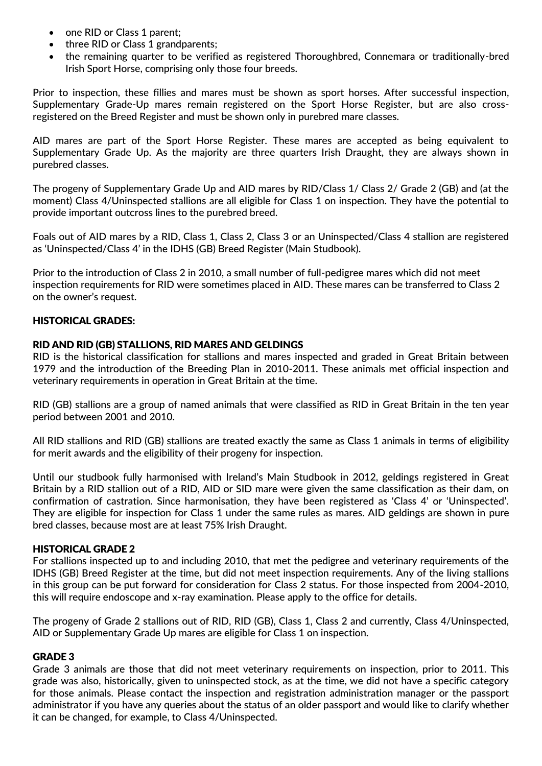- one RID or Class 1 parent;
- three RID or Class 1 grandparents;
- the remaining quarter to be verified as registered Thoroughbred, Connemara or traditionally-bred Irish Sport Horse, comprising only those four breeds.

Prior to inspection, these fillies and mares must be shown as sport horses. After successful inspection, Supplementary Grade-Up mares remain registered on the Sport Horse Register, but are also cross-registered on the Breed Register and must be shown only in purebred mare classes.

AID mares are part of the Sport Horse Register. These mares are accepted as being equivalent to Supplementary Grade Up. As the majority are three quarters Irish Draught, they are always shown in purebred classes.

The progeny of Supplementary Grade Up and AID mares by RID/Class 1/ Class 2/ Grade 2 (GB) and (at the moment) Class 4/Uninspected stallions are all eligible for Class 1 on inspection. They have the potential to provide important outcross lines to the purebred breed.

Foals out of AID mares by a RID, Class 1, Class 2, Class 3 or an Uninspected/Class 4 stallion are registered as 'Uninspected/Class 4' in the IDHS (GB) Breed Register (Main Studbook).

Prior to the introduction of Class 2 in 2010, a small number of full-pedigree mares which did not meet inspection requirements for RID were sometimes placed in AID. These mares can be transferred to Class 2 on the owner's request.

## HISTORICAL GRADES:

### RID AND RID (GB) STALLIONS, RID MARES AND GELDINGS

RID is the historical classification for stallions and mares inspected and graded in Great Britain between 1979 and the introduction of the Breeding Plan in 2010-2011. These animals met official inspection and veterinary requirements in operation in Great Britain at the time.

RID (GB) stallions are a group of named animals that were classified as RID in Great Britain in the ten year period between 2001 and 2010.

All RID stallions and RID (GB) stallions are treated exactly the same as Class 1 animals in terms of eligibility for merit awards and the eligibility of their progeny for inspection.

Until our studbook fully harmonised with Ireland's Main Studbook in 2012, geldings registered in Great Britain by a RID stallion out of a RID, AID or SID mare were given the same classification as their dam, on confirmation of castration. Since harmonisation, they have been registered as 'Class 4' or 'Uninspected'. They are eligible for inspection for Class 1 under the same rules as mares. AID geldings are shown in pure bred classes, because most are at least 75% Irish Draught.

### HISTORICAL GRADE 2

For stallions inspected up to and including 2010, that met the pedigree and veterinary requirements of the IDHS (GB) Breed Register at the time, but did not meet inspection requirements. Any of the living stallions in this group can be put forward for consideration for Class 2 status. For those inspected from 2004-2010, this will require endoscope and x-ray examination. Please apply to the office for details.

The progeny of Grade 2 stallions out of RID, RID (GB), Class 1, Class 2 and currently, Class 4/Uninspected, AID or Supplementary Grade Up mares are eligible for Class 1 on inspection.

### GRADE 3

Grade 3 animals are those that did not meet veterinary requirements on inspection, prior to 2011. This grade was also, historically, given to uninspected stock, as at the time, we did not have a specific category for those animals. Please contact the inspection and registration administration manager or the passport administrator if you have any queries about the status of an older passport and would like to clarify whether it can be changed, for example, to Class 4/Uninspected.